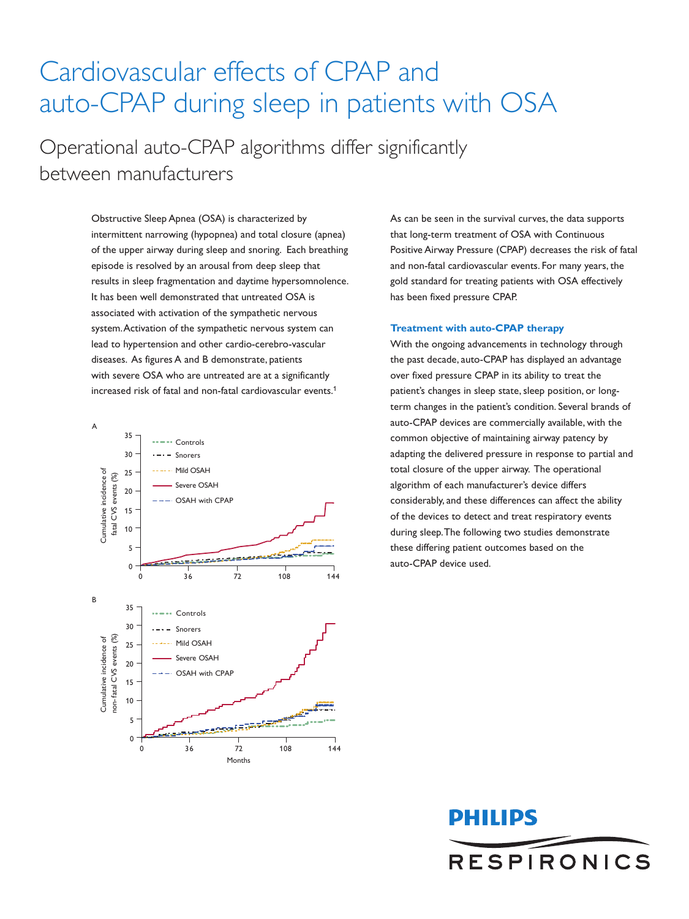# Cardiovascular effects of CPAP and auto-CPAP during sleep in patients with OSA

## Operational auto-CPAP algorithms differ significantly between manufacturers

Obstructive Sleep Apnea (OSA) is characterized by intermittent narrowing (hypopnea) and total closure (apnea) of the upper airway during sleep and snoring. Each breathing episode is resolved by an arousal from deep sleep that results in sleep fragmentation and daytime hypersomnolence. It has been well demonstrated that untreated OSA is associated with activation of the sympathetic nervous system. Activation of the sympathetic nervous system can lead to hypertension and other cardio-cerebro-vascular diseases. As figures A and B demonstrate, patients with severe OSA who are untreated are at a significantly increased risk of fatal and non-fatal cardiovascular events.[1]

A

Cumulative incidence of fatal CVS events (%) — Controls, Snorers, Mild OSAH, Severe OSAH, OSAH with CPAP

B

Cumulative incidence of non-fatal CVS events (%) — Controls, Snorers, Mild OSAH, Severe OSAH, OSAH with CPAP

Months

As can be seen in the survival curves, the data supports that long-term treatment of OSA with Continuous Positive Airway Pressure (CPAP) decreases the risk of fatal and non-fatal cardiovascular events. For many years, the gold standard for treating patients with OSA effectively has been fixed pressure CPAP.

### Treatment with auto-CPAP therapy

With the ongoing advancements in technology through the past decade, auto-CPAP has displayed an advantage over fixed pressure CPAP in its ability to treat the patient's changes in sleep state, sleep position, or long-term changes in the patient's condition. Several brands of auto-CPAP devices are commercially available, with the common objective of maintaining airway patency by adapting the delivered pressure in response to partial and total closure of the upper airway. The operational algorithm of each manufacturer's device differs considerably, and these differences can affect the ability of the devices to detect and treat respiratory events during sleep. The following two studies demonstrate these differing patient outcomes based on the auto-CPAP device used.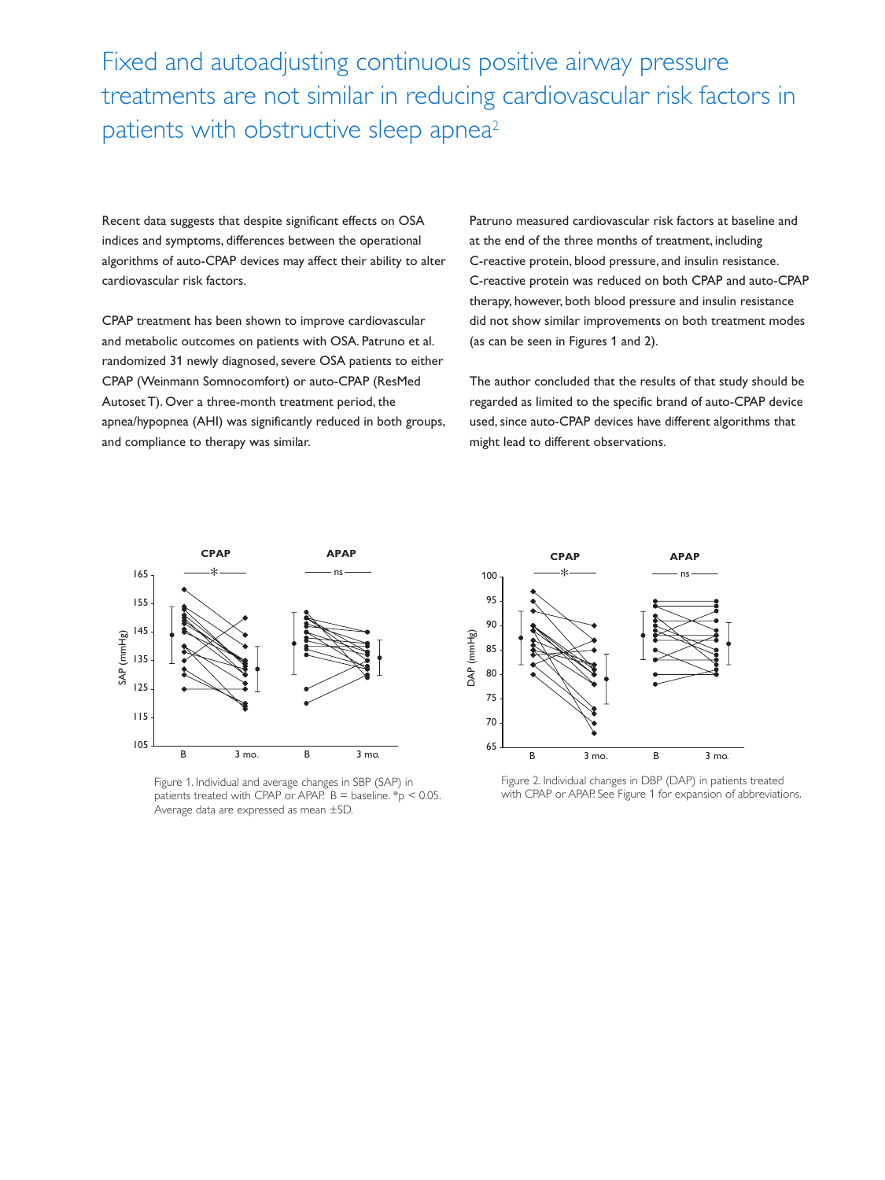# Fixed and autoadjusting continuous positive airway pressure treatments are not similar in reducing cardiovascular risk factors in patients with obstructive sleep apnea[2]

Recent data suggests that despite significant effects on OSA indices and symptoms, differences between the operational algorithms of auto-CPAP devices may affect their ability to alter cardiovascular risk factors.

CPAP treatment has been shown to improve cardiovascular and metabolic outcomes on patients with OSA. Patruno et al. randomized 31 newly diagnosed, severe OSA patients to either CPAP (Weinmann Somnocomfort) or auto-CPAP (ResMed Autoset T). Over a three-month treatment period, the apnea/hypopnea (AHI) was significantly reduced in both groups, and compliance to therapy was similar.

Patruno measured cardiovascular risk factors at baseline and at the end of the three months of treatment, including C-reactive protein, blood pressure, and insulin resistance. C-reactive protein was reduced on both CPAP and auto-CPAP therapy, however, both blood pressure and insulin resistance did not show similar improvements on both treatment modes (as can be seen in Figures 1 and 2).

The author concluded that the results of that study should be regarded as limited to the specific brand of auto-CPAP device used, since auto-CPAP devices have different algorithms that might lead to different observations.

Figure 1. Individual and average changes in SBP (SAP) in patients treated with CPAP or APAP. B = baseline. *$p < 0.05$. Average data are expressed as mean ±SD.

Figure 2. Individual changes in DBP (DAP) in patients treated with CPAP or APAP. See Figure 1 for expansion of abbreviations.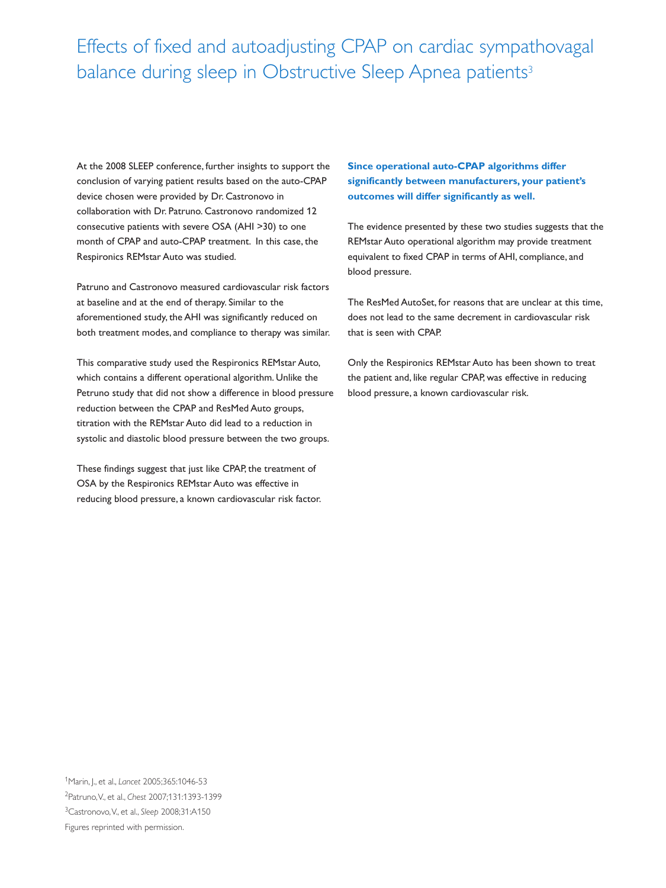# Effects of fixed and autoadjusting CPAP on cardiac sympathovagal balance during sleep in Obstructive Sleep Apnea patients[3]

At the 2008 SLEEP conference, further insights to support the conclusion of varying patient results based on the auto-CPAP device chosen were provided by Dr. Castronovo in collaboration with Dr. Patruno. Castronovo randomized 12 consecutive patients with severe OSA (AHI >30) to one month of CPAP and auto-CPAP treatment. In this case, the Respironics REMstar Auto was studied.

Patruno and Castronovo measured cardiovascular risk factors at baseline and at the end of therapy. Similar to the aforementioned study, the AHI was significantly reduced on both treatment modes, and compliance to therapy was similar.

This comparative study used the Respironics REMstar Auto, which contains a different operational algorithm. Unlike the Petruno study that did not show a difference in blood pressure reduction between the CPAP and ResMed Auto groups, titration with the REMstar Auto did lead to a reduction in systolic and diastolic blood pressure between the two groups.

These findings suggest that just like CPAP, the treatment of OSA by the Respironics REMstar Auto was effective in reducing blood pressure, a known cardiovascular risk factor.

**Since operational auto-CPAP algorithms differ significantly between manufacturers, your patient's outcomes will differ significantly as well.**

The evidence presented by these two studies suggests that the REMstar Auto operational algorithm may provide treatment equivalent to fixed CPAP in terms of AHI, compliance, and blood pressure.

The ResMed AutoSet, for reasons that are unclear at this time, does not lead to the same decrement in cardiovascular risk that is seen with CPAP.

Only the Respironics REMstar Auto has been shown to treat the patient and, like regular CPAP, was effective in reducing blood pressure, a known cardiovascular risk.

[1]Marin, J., et al., *Lancet* 2005;365:1046-53
[2]Patruno, V., et al., *Chest* 2007;131:1393-1399
[3]Castronovo, V., et al., *Sleep* 2008;31:A150
Figures reprinted with permission.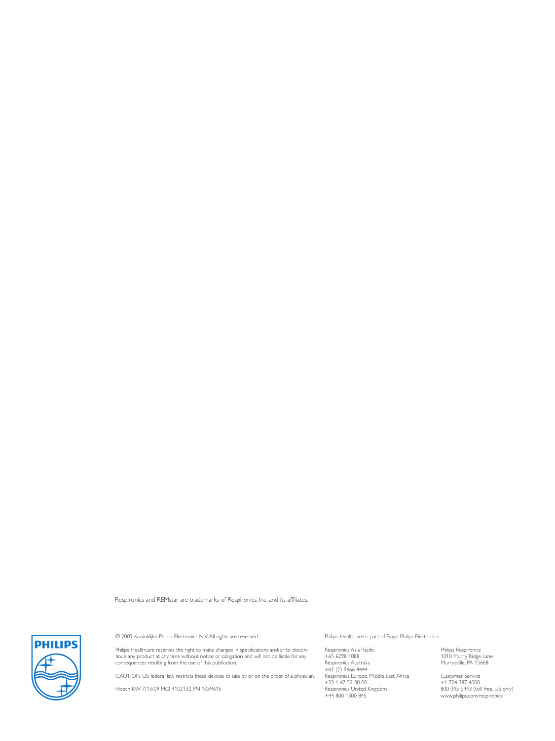Respironics and REMstar are trademarks of Respironics, Inc. and its affiliates.

© 2009 Koninklijke Philips Electronics N.V. All rights are reserved.

Philips Healthcare reserves the right to make changes in specifications and/or to discontinue any product at any time without notice or obligation and will not be liable for any consequences resulting from the use of this publication.

CAUTION: US federal law restricts these devices to sale by or on the order of a physician.

Hoech KW 7/13/09 MCI 4102132 PN 1059615

Philips Healthcare is part of Royal Philips Electronics

Respironics Asia Pacific
+65 6298 1088
Respironics Australia
+61 (2) 9666 4444
Respironics Europe, Middle East, Africa
+33 1 47 52 30 00
Respironics United Kingdom
+44 800 1300 845

Philips Respironics
1010 Murry Ridge Lane
Murrysville, PA 15668

Customer Service
+1 724 387 4000
800 345 6443 (toll free, US only)
www.philips.com/respironics